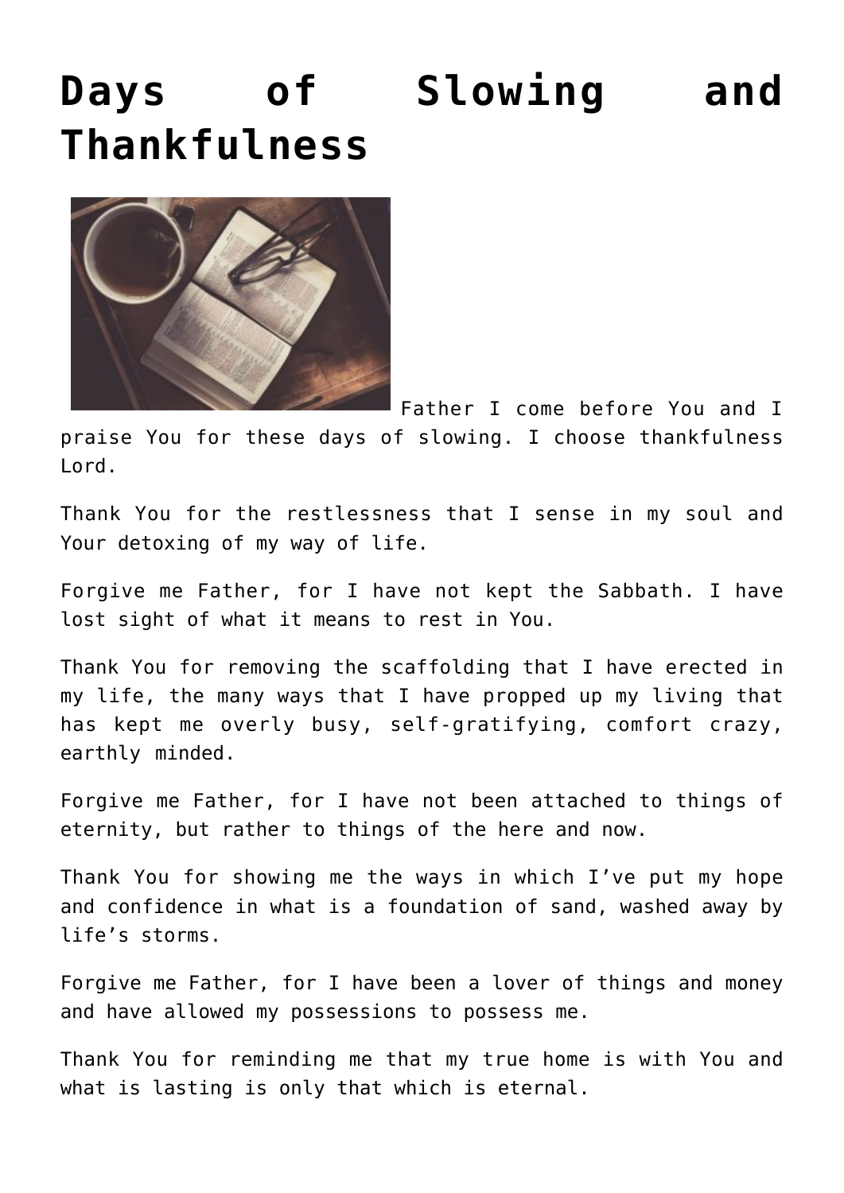# Days of Slowing and Thankfulness

Father I come before You and I praise You for these days of slowing. I choose thankfulness Lord.

Thank You for the restlessness that I sense in my soul and Your detoxing of my way of life.

Forgive me Father, for I have not kept the Sabbath. I have lost sight of what it means to rest in You.

Thank You for removing the scaffolding that I have erected in my life, the many ways that I have propped up my living that has kept me overly busy, self-gratifying, comfort crazy, earthly minded.

Forgive me Father, for I have not been attached to things of eternity, but rather to things of the here and now.

Thank You for showing me the ways in which I've put my hope and confidence in what is a foundation of sand, washed away by life's storms.

Forgive me Father, for I have been a lover of things and money and have allowed my possessions to possess me.

Thank You for reminding me that my true home is with You and what is lasting is only that which is eternal.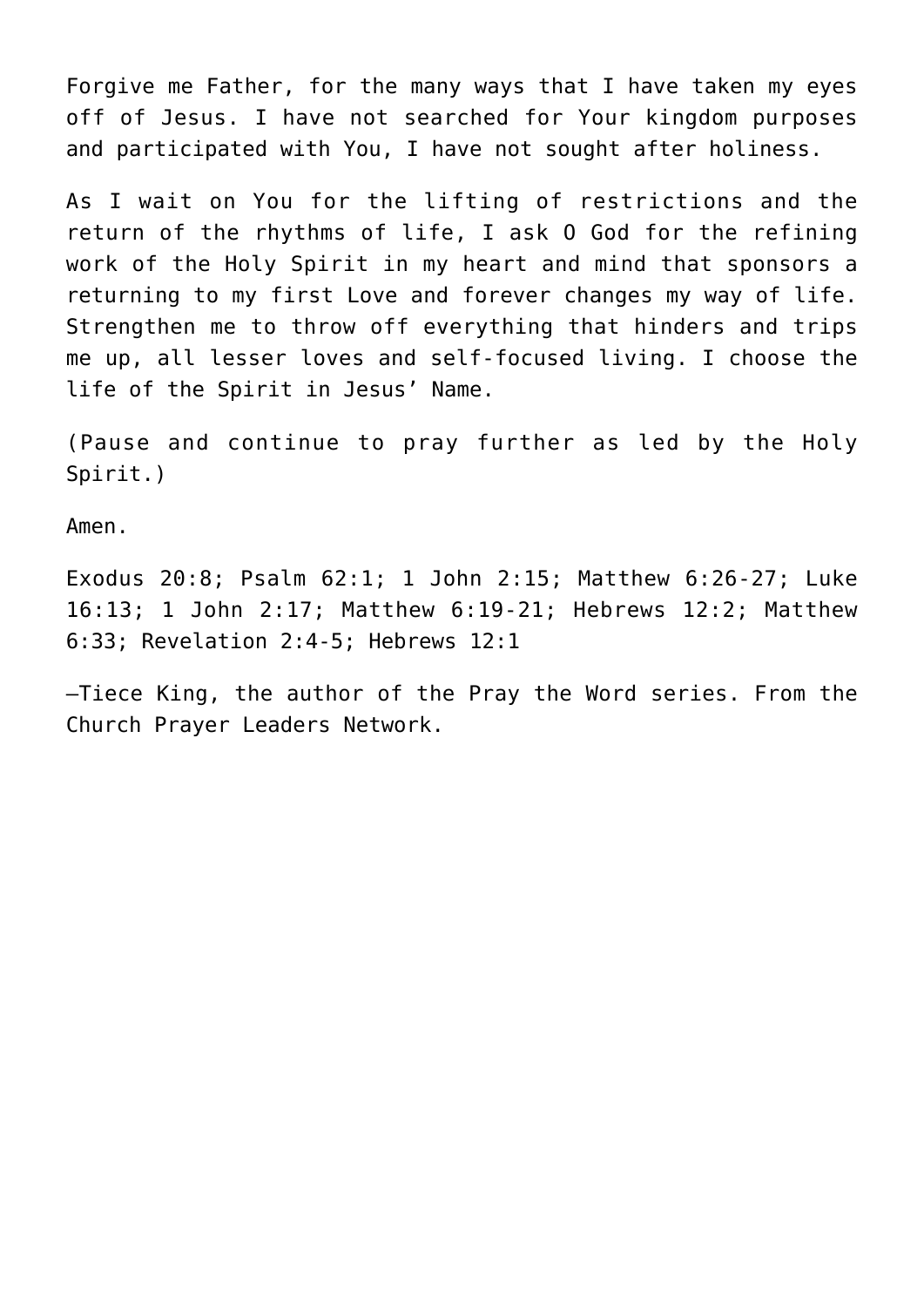Forgive me Father, for the many ways that I have taken my eyes off of Jesus. I have not searched for Your kingdom purposes and participated with You, I have not sought after holiness.

As I wait on You for the lifting of restrictions and the return of the rhythms of life, I ask O God for the refining work of the Holy Spirit in my heart and mind that sponsors a returning to my first Love and forever changes my way of life. Strengthen me to throw off everything that hinders and trips me up, all lesser loves and self-focused living. I choose the life of the Spirit in Jesus' Name.

(Pause and continue to pray further as led by the Holy Spirit.)

Amen.

Exodus 20:8; Psalm 62:1; 1 John 2:15; Matthew 6:26-27; Luke 16:13; 1 John 2:17; Matthew 6:19-21; Hebrews 12:2; Matthew 6:33; Revelation 2:4-5; Hebrews 12:1

—Tiece King, the author of the Pray the Word series. From the Church Prayer Leaders Network.